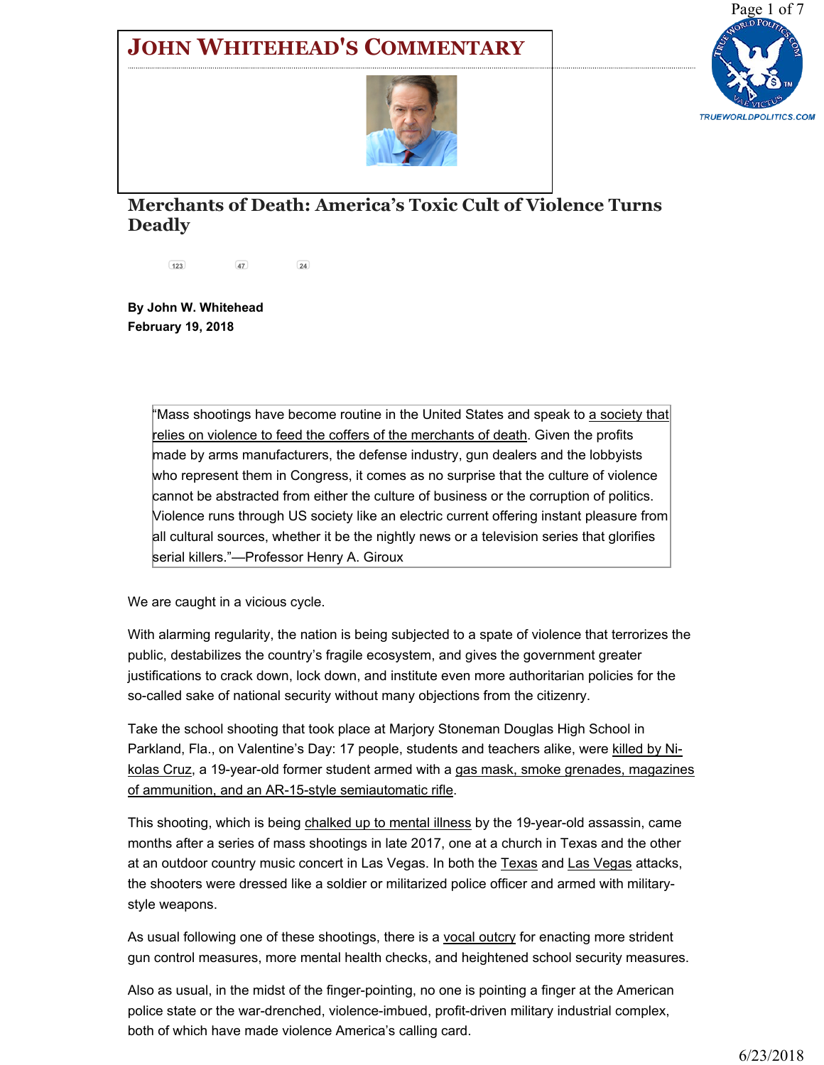# John Whitehead's Commentary

## Merchants of Death: America's Toxic Cult of Violence Turns Deadly

123 47 24

**By John W. Whitehead**
**February 19, 2018**

> "Mass shootings have become routine in the United States and speak to a society that relies on violence to feed the coffers of the merchants of death. Given the profits made by arms manufacturers, the defense industry, gun dealers and the lobbyists who represent them in Congress, it comes as no surprise that the culture of violence cannot be abstracted from either the culture of business or the corruption of politics. Violence runs through US society like an electric current offering instant pleasure from all cultural sources, whether it be the nightly news or a television series that glorifies serial killers."—Professor Henry A. Giroux

We are caught in a vicious cycle.

With alarming regularity, the nation is being subjected to a spate of violence that terrorizes the public, destabilizes the country's fragile ecosystem, and gives the government greater justifications to crack down, lock down, and institute even more authoritarian policies for the so-called sake of national security without many objections from the citizenry.

Take the school shooting that took place at Marjory Stoneman Douglas High School in Parkland, Fla., on Valentine's Day: 17 people, students and teachers alike, were killed by Nikolas Cruz, a 19-year-old former student armed with a gas mask, smoke grenades, magazines of ammunition, and an AR-15-style semiautomatic rifle.

This shooting, which is being chalked up to mental illness by the 19-year-old assassin, came months after a series of mass shootings in late 2017, one at a church in Texas and the other at an outdoor country music concert in Las Vegas. In both the Texas and Las Vegas attacks, the shooters were dressed like a soldier or militarized police officer and armed with military-style weapons.

As usual following one of these shootings, there is a vocal outcry for enacting more strident gun control measures, more mental health checks, and heightened school security measures.

Also as usual, in the midst of the finger-pointing, no one is pointing a finger at the American police state or the war-drenched, violence-imbued, profit-driven military industrial complex, both of which have made violence America's calling card.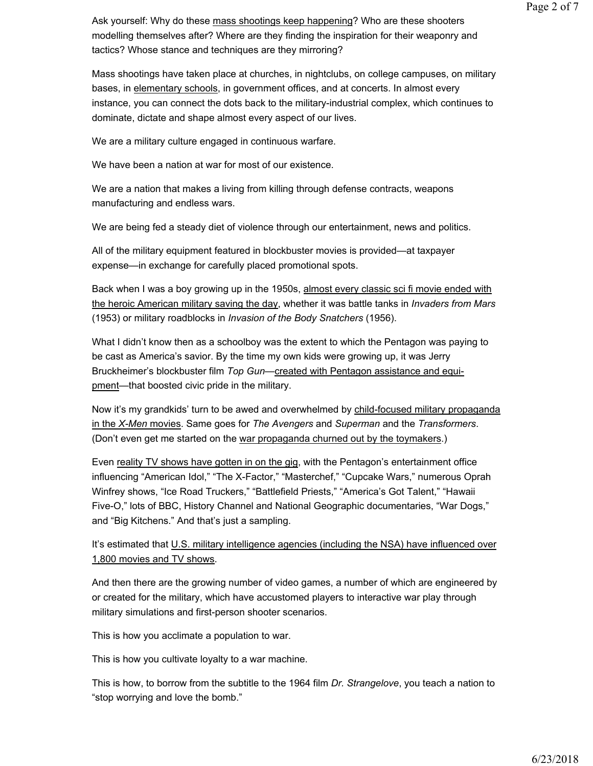Ask yourself: Why do these mass shootings keep happening? Who are these shooters modelling themselves after? Where are they finding the inspiration for their weaponry and tactics? Whose stance and techniques are they mirroring?

Mass shootings have taken place at churches, in nightclubs, on college campuses, on military bases, in elementary schools, in government offices, and at concerts. In almost every instance, you can connect the dots back to the military-industrial complex, which continues to dominate, dictate and shape almost every aspect of our lives.

We are a military culture engaged in continuous warfare.

We have been a nation at war for most of our existence.

We are a nation that makes a living from killing through defense contracts, weapons manufacturing and endless wars.

We are being fed a steady diet of violence through our entertainment, news and politics.

All of the military equipment featured in blockbuster movies is provided—at taxpayer expense—in exchange for carefully placed promotional spots.

Back when I was a boy growing up in the 1950s, almost every classic sci fi movie ended with the heroic American military saving the day, whether it was battle tanks in *Invaders from Mars* (1953) or military roadblocks in *Invasion of the Body Snatchers* (1956).

What I didn't know then as a schoolboy was the extent to which the Pentagon was paying to be cast as America's savior. By the time my own kids were growing up, it was Jerry Bruckheimer's blockbuster film *Top Gun*—created with Pentagon assistance and equipment—that boosted civic pride in the military.

Now it's my grandkids' turn to be awed and overwhelmed by child-focused military propaganda in the *X-Men* movies. Same goes for *The Avengers* and *Superman* and the *Transformers*. (Don't even get me started on the war propaganda churned out by the toymakers.)

Even reality TV shows have gotten in on the gig, with the Pentagon's entertainment office influencing "American Idol," "The X-Factor," "Masterchef," "Cupcake Wars," numerous Oprah Winfrey shows, "Ice Road Truckers," "Battlefield Priests," "America's Got Talent," "Hawaii Five-O," lots of BBC, History Channel and National Geographic documentaries, "War Dogs," and "Big Kitchens." And that's just a sampling.

It's estimated that U.S. military intelligence agencies (including the NSA) have influenced over 1,800 movies and TV shows.

And then there are the growing number of video games, a number of which are engineered by or created for the military, which have accustomed players to interactive war play through military simulations and first-person shooter scenarios.

This is how you acclimate a population to war.

This is how you cultivate loyalty to a war machine.

This is how, to borrow from the subtitle to the 1964 film *Dr. Strangelove*, you teach a nation to "stop worrying and love the bomb."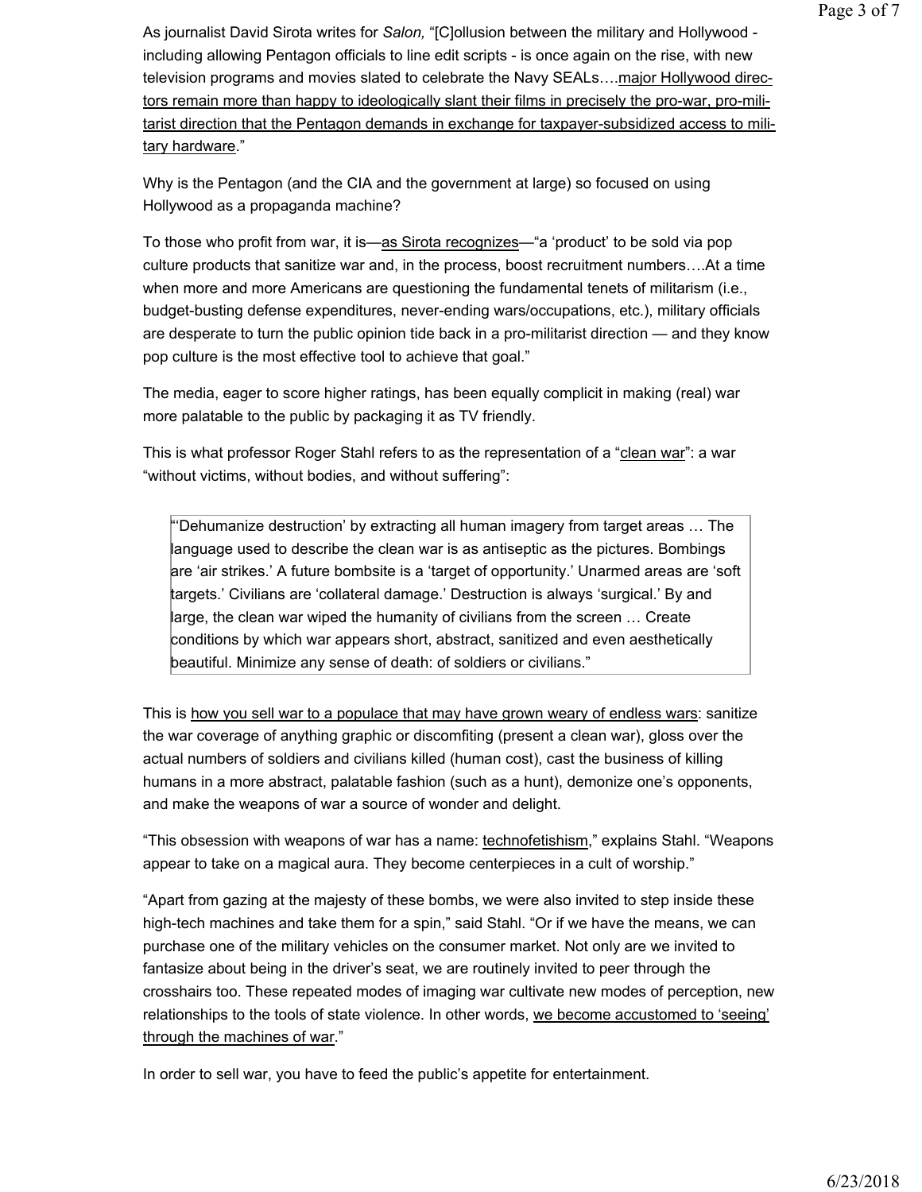As journalist David Sirota writes for *Salon,* "[C]ollusion between the military and Hollywood - including allowing Pentagon officials to line edit scripts - is once again on the rise, with new television programs and movies slated to celebrate the Navy SEALs….major Hollywood directors remain more than happy to ideologically slant their films in precisely the pro-war, pro-militarist direction that the Pentagon demands in exchange for taxpayer-subsidized access to military hardware."

Why is the Pentagon (and the CIA and the government at large) so focused on using Hollywood as a propaganda machine?

To those who profit from war, it is—as Sirota recognizes—"a 'product' to be sold via pop culture products that sanitize war and, in the process, boost recruitment numbers….At a time when more and more Americans are questioning the fundamental tenets of militarism (i.e., budget-busting defense expenditures, never-ending wars/occupations, etc.), military officials are desperate to turn the public opinion tide back in a pro-militarist direction — and they know pop culture is the most effective tool to achieve that goal."

The media, eager to score higher ratings, has been equally complicit in making (real) war more palatable to the public by packaging it as TV friendly.

This is what professor Roger Stahl refers to as the representation of a "clean war": a war "without victims, without bodies, and without suffering":

> "'Dehumanize destruction' by extracting all human imagery from target areas … The language used to describe the clean war is as antiseptic as the pictures. Bombings are 'air strikes.' A future bombsite is a 'target of opportunity.' Unarmed areas are 'soft targets.' Civilians are 'collateral damage.' Destruction is always 'surgical.' By and large, the clean war wiped the humanity of civilians from the screen … Create conditions by which war appears short, abstract, sanitized and even aesthetically beautiful. Minimize any sense of death: of soldiers or civilians."

This is how you sell war to a populace that may have grown weary of endless wars: sanitize the war coverage of anything graphic or discomfiting (present a clean war), gloss over the actual numbers of soldiers and civilians killed (human cost), cast the business of killing humans in a more abstract, palatable fashion (such as a hunt), demonize one's opponents, and make the weapons of war a source of wonder and delight.

"This obsession with weapons of war has a name: technofetishism," explains Stahl. "Weapons appear to take on a magical aura. They become centerpieces in a cult of worship."

"Apart from gazing at the majesty of these bombs, we were also invited to step inside these high-tech machines and take them for a spin," said Stahl. "Or if we have the means, we can purchase one of the military vehicles on the consumer market. Not only are we invited to fantasize about being in the driver's seat, we are routinely invited to peer through the crosshairs too. These repeated modes of imaging war cultivate new modes of perception, new relationships to the tools of state violence. In other words, we become accustomed to 'seeing' through the machines of war."

In order to sell war, you have to feed the public's appetite for entertainment.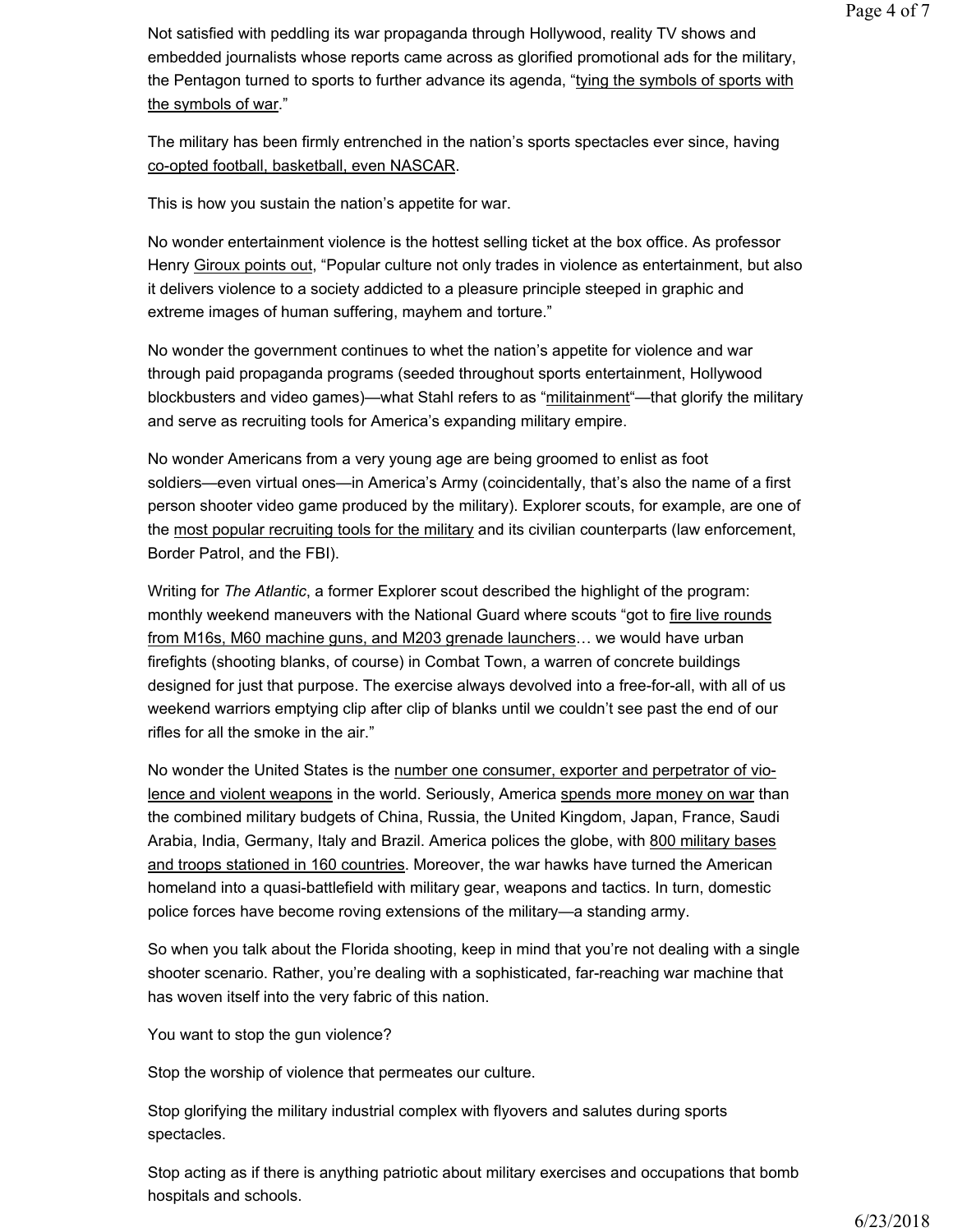Not satisfied with peddling its war propaganda through Hollywood, reality TV shows and embedded journalists whose reports came across as glorified promotional ads for the military, the Pentagon turned to sports to further advance its agenda, "tying the symbols of sports with the symbols of war."

The military has been firmly entrenched in the nation's sports spectacles ever since, having co-opted football, basketball, even NASCAR.

This is how you sustain the nation's appetite for war.

No wonder entertainment violence is the hottest selling ticket at the box office. As professor Henry Giroux points out, "Popular culture not only trades in violence as entertainment, but also it delivers violence to a society addicted to a pleasure principle steeped in graphic and extreme images of human suffering, mayhem and torture."

No wonder the government continues to whet the nation's appetite for violence and war through paid propaganda programs (seeded throughout sports entertainment, Hollywood blockbusters and video games)—what Stahl refers to as "militainment"—that glorify the military and serve as recruiting tools for America's expanding military empire.

No wonder Americans from a very young age are being groomed to enlist as foot soldiers—even virtual ones—in America's Army (coincidentally, that's also the name of a first person shooter video game produced by the military). Explorer scouts, for example, are one of the most popular recruiting tools for the military and its civilian counterparts (law enforcement, Border Patrol, and the FBI).

Writing for *The Atlantic*, a former Explorer scout described the highlight of the program: monthly weekend maneuvers with the National Guard where scouts "got to fire live rounds from M16s, M60 machine guns, and M203 grenade launchers… we would have urban firefights (shooting blanks, of course) in Combat Town, a warren of concrete buildings designed for just that purpose. The exercise always devolved into a free-for-all, with all of us weekend warriors emptying clip after clip of blanks until we couldn't see past the end of our rifles for all the smoke in the air."

No wonder the United States is the number one consumer, exporter and perpetrator of violence and violent weapons in the world. Seriously, America spends more money on war than the combined military budgets of China, Russia, the United Kingdom, Japan, France, Saudi Arabia, India, Germany, Italy and Brazil. America polices the globe, with 800 military bases and troops stationed in 160 countries. Moreover, the war hawks have turned the American homeland into a quasi-battlefield with military gear, weapons and tactics. In turn, domestic police forces have become roving extensions of the military—a standing army.

So when you talk about the Florida shooting, keep in mind that you're not dealing with a single shooter scenario. Rather, you're dealing with a sophisticated, far-reaching war machine that has woven itself into the very fabric of this nation.

You want to stop the gun violence?

Stop the worship of violence that permeates our culture.

Stop glorifying the military industrial complex with flyovers and salutes during sports spectacles.

Stop acting as if there is anything patriotic about military exercises and occupations that bomb hospitals and schools.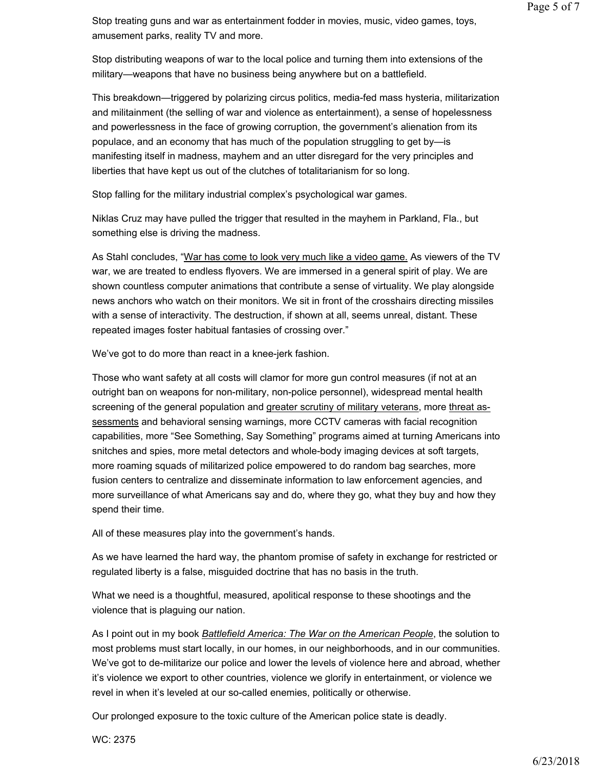Stop treating guns and war as entertainment fodder in movies, music, video games, toys, amusement parks, reality TV and more.

Stop distributing weapons of war to the local police and turning them into extensions of the military—weapons that have no business being anywhere but on a battlefield.

This breakdown—triggered by polarizing circus politics, media-fed mass hysteria, militarization and militainment (the selling of war and violence as entertainment), a sense of hopelessness and powerlessness in the face of growing corruption, the government's alienation from its populace, and an economy that has much of the population struggling to get by—is manifesting itself in madness, mayhem and an utter disregard for the very principles and liberties that have kept us out of the clutches of totalitarianism for so long.

Stop falling for the military industrial complex's psychological war games.

Niklas Cruz may have pulled the trigger that resulted in the mayhem in Parkland, Fla., but something else is driving the madness.

As Stahl concludes, "War has come to look very much like a video game. As viewers of the TV war, we are treated to endless flyovers. We are immersed in a general spirit of play. We are shown countless computer animations that contribute a sense of virtuality. We play alongside news anchors who watch on their monitors. We sit in front of the crosshairs directing missiles with a sense of interactivity. The destruction, if shown at all, seems unreal, distant. These repeated images foster habitual fantasies of crossing over."

We've got to do more than react in a knee-jerk fashion.

Those who want safety at all costs will clamor for more gun control measures (if not at an outright ban on weapons for non-military, non-police personnel), widespread mental health screening of the general population and greater scrutiny of military veterans, more threat assessments and behavioral sensing warnings, more CCTV cameras with facial recognition capabilities, more "See Something, Say Something" programs aimed at turning Americans into snitches and spies, more metal detectors and whole-body imaging devices at soft targets, more roaming squads of militarized police empowered to do random bag searches, more fusion centers to centralize and disseminate information to law enforcement agencies, and more surveillance of what Americans say and do, where they go, what they buy and how they spend their time.

All of these measures play into the government's hands.

As we have learned the hard way, the phantom promise of safety in exchange for restricted or regulated liberty is a false, misguided doctrine that has no basis in the truth.

What we need is a thoughtful, measured, apolitical response to these shootings and the violence that is plaguing our nation.

As I point out in my book *Battlefield America: The War on the American People*, the solution to most problems must start locally, in our homes, in our neighborhoods, and in our communities. We've got to de-militarize our police and lower the levels of violence here and abroad, whether it's violence we export to other countries, violence we glorify in entertainment, or violence we revel in when it's leveled at our so-called enemies, politically or otherwise.

Our prolonged exposure to the toxic culture of the American police state is deadly.

WC: 2375